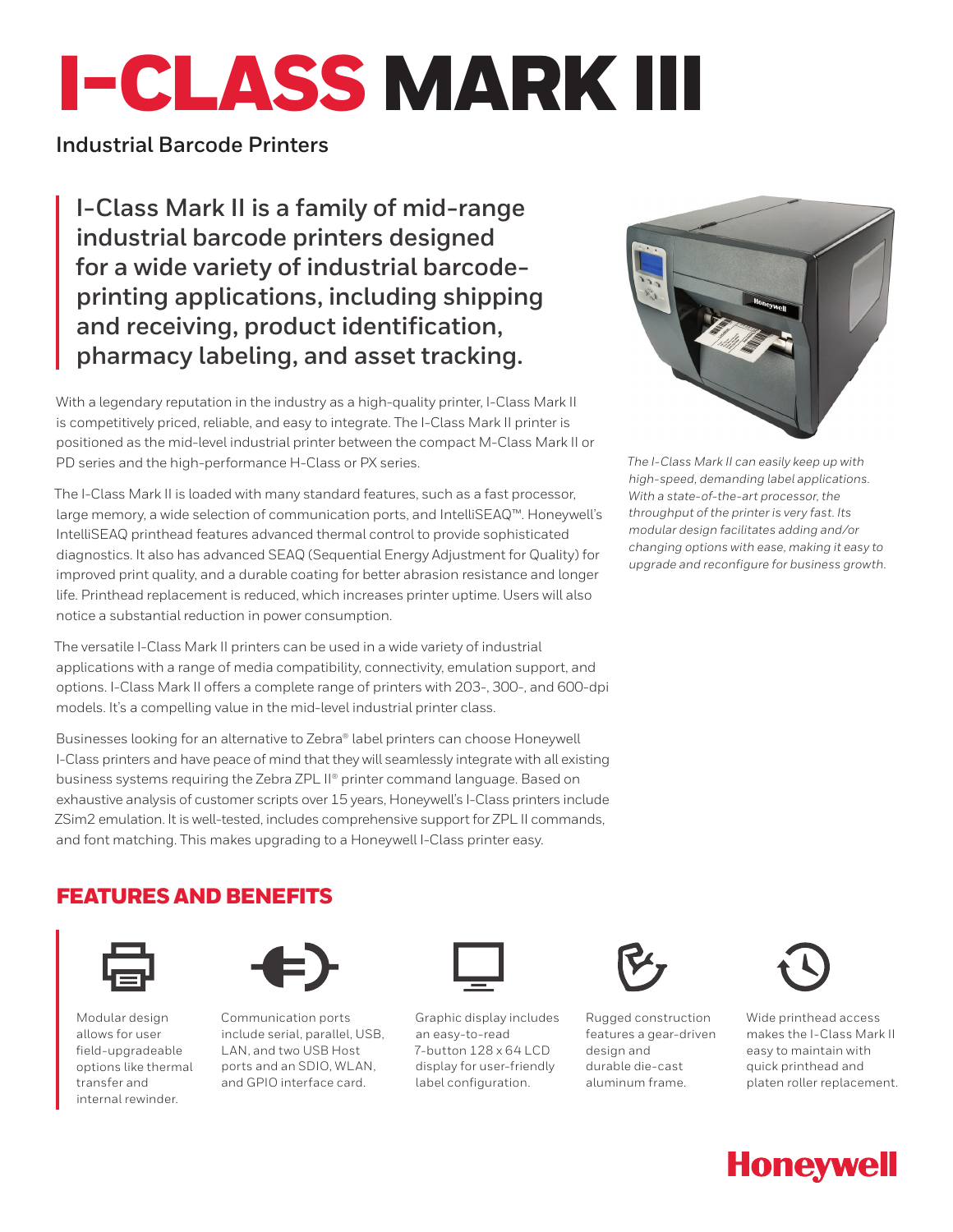# I-CLASS MARK III

**Industrial Barcode Printers**

**I-Class Mark II is a family of mid-range industrial barcode printers designed for a wide variety of industrial barcode-printing applications, including shipping and receiving, product identification, pharmacy labeling, and asset tracking.**

With a legendary reputation in the industry as a high-quality printer, I-Class Mark II is competitively priced, reliable, and easy to integrate. The I-Class Mark II printer is positioned as the mid-level industrial printer between the compact M-Class Mark II or PD series and the high-performance H-Class or PX series.

The I-Class Mark II is loaded with many standard features, such as a fast processor, large memory, a wide selection of communication ports, and IntelliSEAQ™. Honeywell's IntelliSEAQ printhead features advanced thermal control to provide sophisticated diagnostics. It also has advanced SEAQ (Sequential Energy Adjustment for Quality) for improved print quality, and a durable coating for better abrasion resistance and longer life. Printhead replacement is reduced, which increases printer uptime. Users will also notice a substantial reduction in power consumption.

The versatile I-Class Mark II printers can be used in a wide variety of industrial applications with a range of media compatibility, connectivity, emulation support, and options. I-Class Mark II offers a complete range of printers with 203-, 300-, and 600-dpi models. It's a compelling value in the mid-level industrial printer class.

Businesses looking for an alternative to Zebra® label printers can choose Honeywell I-Class printers and have peace of mind that they will seamlessly integrate with all existing business systems requiring the Zebra ZPL II® printer command language. Based on exhaustive analysis of customer scripts over 15 years, Honeywell's I-Class printers include ZSim2 emulation. It is well-tested, includes comprehensive support for ZPL II commands, and font matching. This makes upgrading to a Honeywell I-Class printer easy.

*The I-Class Mark II can easily keep up with high-speed, demanding label applications. With a state-of-the-art processor, the throughput of the printer is very fast. Its modular design facilitates adding and/or changing options with ease, making it easy to upgrade and reconfigure for business growth.*

## FEATURES AND BENEFITS

- Modular design allows for user field-upgradeable options like thermal transfer and internal rewinder.
- Communication ports include serial, parallel, USB, LAN, and two USB Host ports and an SDIO, WLAN, and GPIO interface card.
- Graphic display includes an easy-to-read 7-button 128 x 64 LCD display for user-friendly label configuration.
- Rugged construction features a gear-driven design and durable die-cast aluminum frame.
- Wide printhead access makes the I-Class Mark II easy to maintain with quick printhead and platen roller replacement.

Honeywell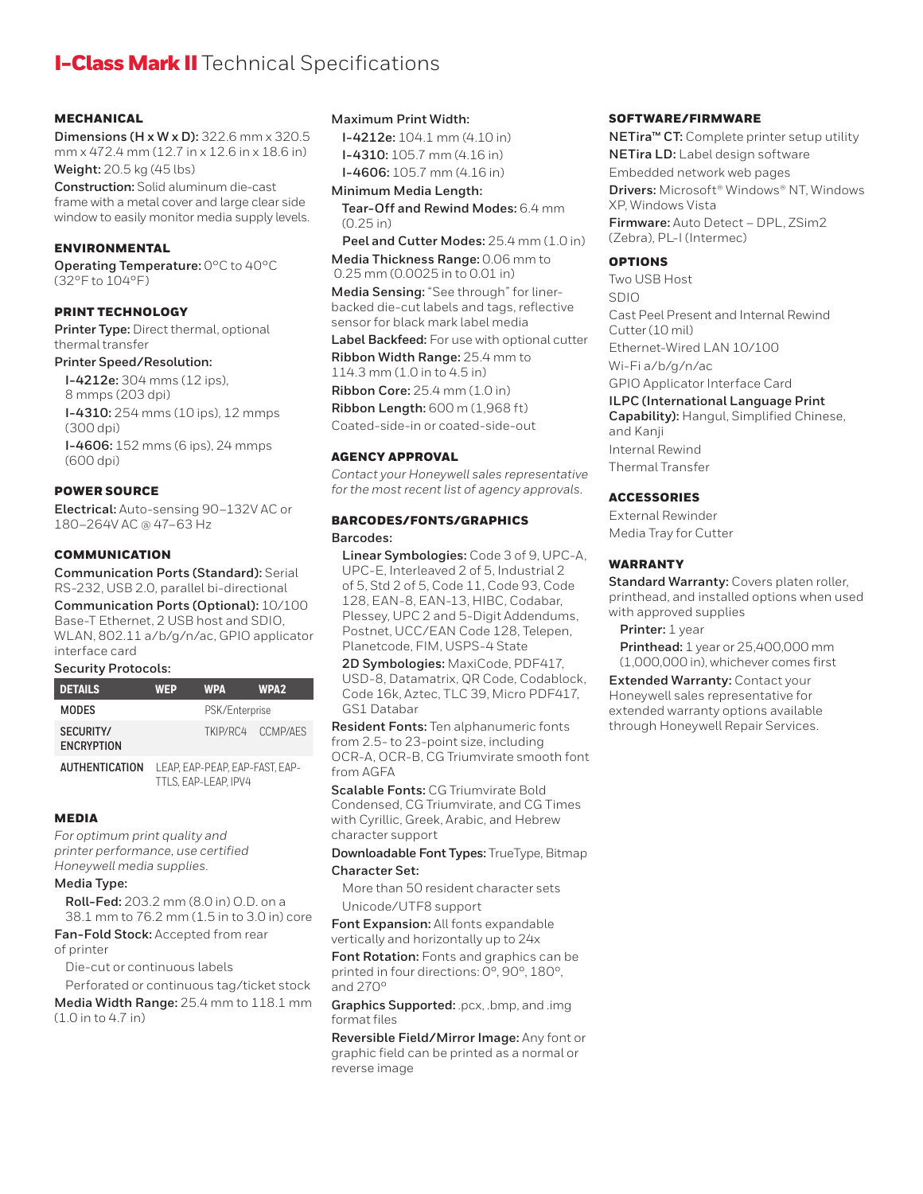# I-Class Mark II Technical Specifications

## MECHANICAL

**Dimensions (H x W x D):** 322.6 mm x 320.5 mm x 472.4 mm (12.7 in x 12.6 in x 18.6 in)

**Weight:** 20.5 kg (45 lbs)

**Construction:** Solid aluminum die-cast frame with a metal cover and large clear side window to easily monitor media supply levels.

## ENVIRONMENTAL

**Operating Temperature:** 0°C to 40°C (32°F to 104°F)

## PRINT TECHNOLOGY

**Printer Type:** Direct thermal, optional thermal transfer

**Printer Speed/Resolution:**

- **I-4212e:** 304 mms (12 ips), 8 mmps (203 dpi)
- **I-4310:** 254 mms (10 ips), 12 mmps (300 dpi)
- **I-4606:** 152 mms (6 ips), 24 mmps (600 dpi)

## POWER SOURCE

**Electrical:** Auto-sensing 90–132V AC or 180–264V AC @ 47–63 Hz

## COMMUNICATION

**Communication Ports (Standard):** Serial RS-232, USB 2.0, parallel bi-directional

**Communication Ports (Optional):** 10/100 Base-T Ethernet, 2 USB host and SDIO, WLAN, 802.11 a/b/g/n/ac, GPIO applicator interface card

**Security Protocols:**

| DETAILS | WEP | WPA | WPA2 |
|---|---|---|---|
| MODES | | PSK/Enterprise | |
| SECURITY/ ENCRYPTION | | TKIP/RC4 | CCMP/AES |
| AUTHENTICATION | LEAP, EAP-PEAP, EAP-FAST, EAP-TTLS, EAP-LEAP, IPV4 | | |

## MEDIA

*For optimum print quality and printer performance, use certified Honeywell media supplies.*

**Media Type:**

**Roll-Fed:** 203.2 mm (8.0 in) O.D. on a 38.1 mm to 76.2 mm (1.5 in to 3.0 in) core

**Fan-Fold Stock:** Accepted from rear of printer

Die-cut or continuous labels

Perforated or continuous tag/ticket stock

**Media Width Range:** 25.4 mm to 118.1 mm (1.0 in to 4.7 in)

**Maximum Print Width:**

- **I-4212e:** 104.1 mm (4.10 in)
- **I-4310:** 105.7 mm (4.16 in)
- **I-4606:** 105.7 mm (4.16 in)

**Minimum Media Length:**

- **Tear-Off and Rewind Modes:** 6.4 mm (0.25 in)
- **Peel and Cutter Modes:** 25.4 mm (1.0 in)

**Media Thickness Range:** 0.06 mm to 0.25 mm (0.0025 in to 0.01 in)

**Media Sensing:** "See through" for liner-backed die-cut labels and tags, reflective sensor for black mark label media

**Label Backfeed:** For use with optional cutter

**Ribbon Width Range:** 25.4 mm to 114.3 mm (1.0 in to 4.5 in)

**Ribbon Core:** 25.4 mm (1.0 in)

**Ribbon Length:** 600 m (1,968 ft)

Coated-side-in or coated-side-out

## AGENCY APPROVAL

*Contact your Honeywell sales representative for the most recent list of agency approvals.*

## BARCODES/FONTS/GRAPHICS

**Barcodes:**

**Linear Symbologies:** Code 3 of 9, UPC-A, UPC-E, Interleaved 2 of 5, Industrial 2 of 5, Std 2 of 5, Code 11, Code 93, Code 128, EAN-8, EAN-13, HIBC, Codabar, Plessey, UPC 2 and 5-Digit Addendums, Postnet, UCC/EAN Code 128, Telepen, Planetcode, FIM, USPS-4 State

**2D Symbologies:** MaxiCode, PDF417, USD-8, Datamatrix, QR Code, Codablock, Code 16k, Aztec, TLC 39, Micro PDF417, GS1 Databar

**Resident Fonts:** Ten alphanumeric fonts from 2.5- to 23-point size, including OCR-A, OCR-B, CG Triumvirate smooth font from AGFA

**Scalable Fonts:** CG Triumvirate Bold Condensed, CG Triumvirate, and CG Times with Cyrillic, Greek, Arabic, and Hebrew character support

**Downloadable Font Types:** TrueType, Bitmap

**Character Set:**

More than 50 resident character sets

Unicode/UTF8 support

**Font Expansion:** All fonts expandable vertically and horizontally up to 24x

**Font Rotation:** Fonts and graphics can be printed in four directions: 0°, 90°, 180°, and 270°

**Graphics Supported:** .pcx, .bmp, and .img format files

**Reversible Field/Mirror Image:** Any font or graphic field can be printed as a normal or reverse image

## SOFTWARE/FIRMWARE

**NETira™ CT:** Complete printer setup utility

**NETira LD:** Label design software

Embedded network web pages

**Drivers:** Microsoft® Windows® NT, Windows XP, Windows Vista

**Firmware:** Auto Detect – DPL, ZSim2 (Zebra), PL-I (Intermec)

## OPTIONS

Two USB Host

SDIO

Cast Peel Present and Internal Rewind Cutter (10 mil)

Ethernet-Wired LAN 10/100

Wi-Fi a/b/g/n/ac

GPIO Applicator Interface Card

**ILPC (International Language Print Capability):** Hangul, Simplified Chinese, and Kanji

Internal Rewind

Thermal Transfer

## ACCESSORIES

External Rewinder

Media Tray for Cutter

## WARRANTY

**Standard Warranty:** Covers platen roller, printhead, and installed options when used with approved supplies

**Printer:** 1 year

**Printhead:** 1 year or 25,400,000 mm (1,000,000 in), whichever comes first

**Extended Warranty:** Contact your Honeywell sales representative for extended warranty options available through Honeywell Repair Services.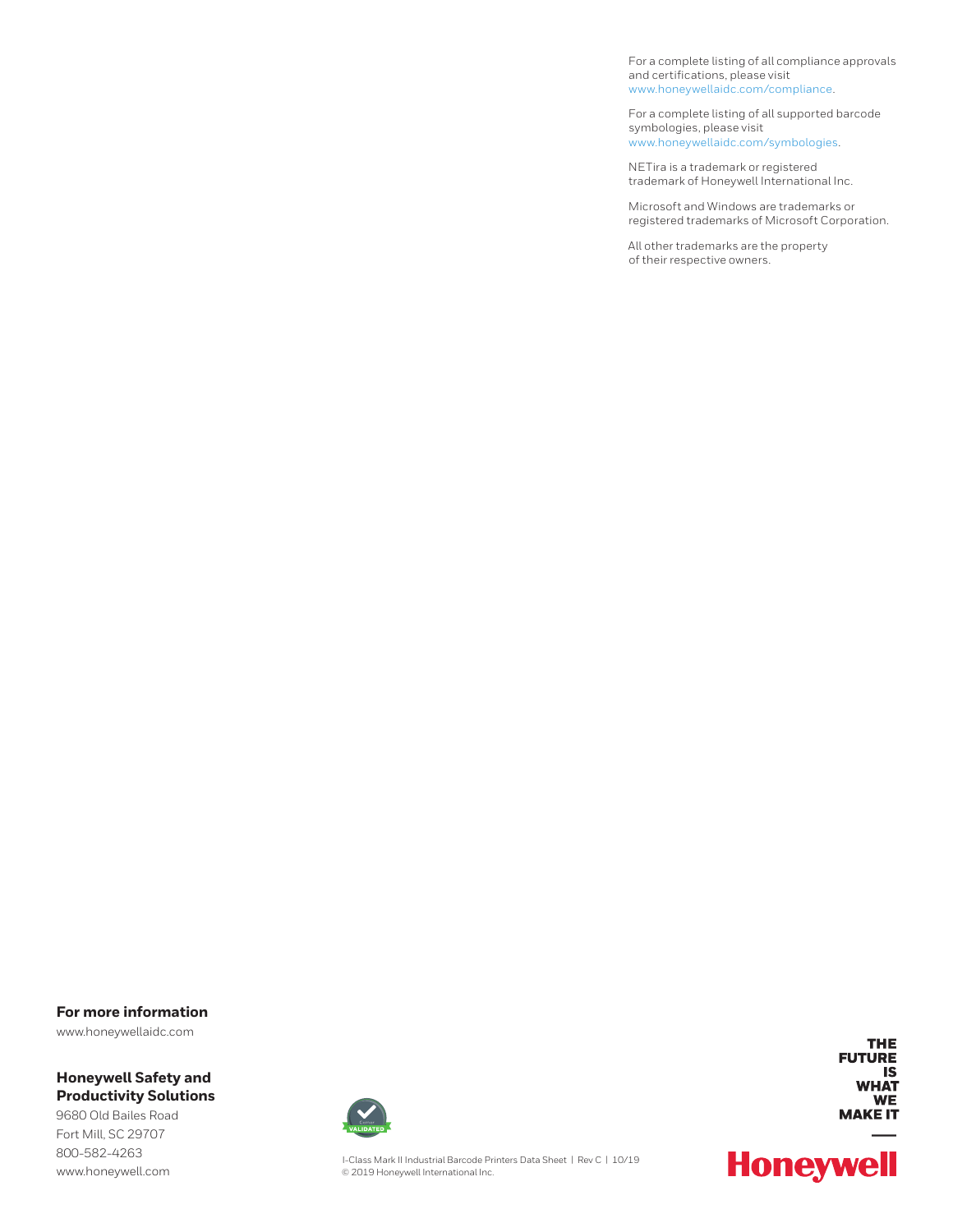For a complete listing of all compliance approvals and certifications, please visit www.honeywellaidc.com/compliance.

For a complete listing of all supported barcode symbologies, please visit www.honeywellaidc.com/symbologies.

NETira is a trademark or registered trademark of Honeywell International Inc.

Microsoft and Windows are trademarks or registered trademarks of Microsoft Corporation.

All other trademarks are the property of their respective owners.

**For more information**

www.honeywellaidc.com

**Honeywell Safety and Productivity Solutions**

9680 Old Bailes Road
Fort Mill, SC 29707
800-582-4263
www.honeywell.com

I-Class Mark II Industrial Barcode Printers Data Sheet | Rev C | 10/19
© 2019 Honeywell International Inc.

THE FUTURE IS WHAT WE MAKE IT

Honeywell